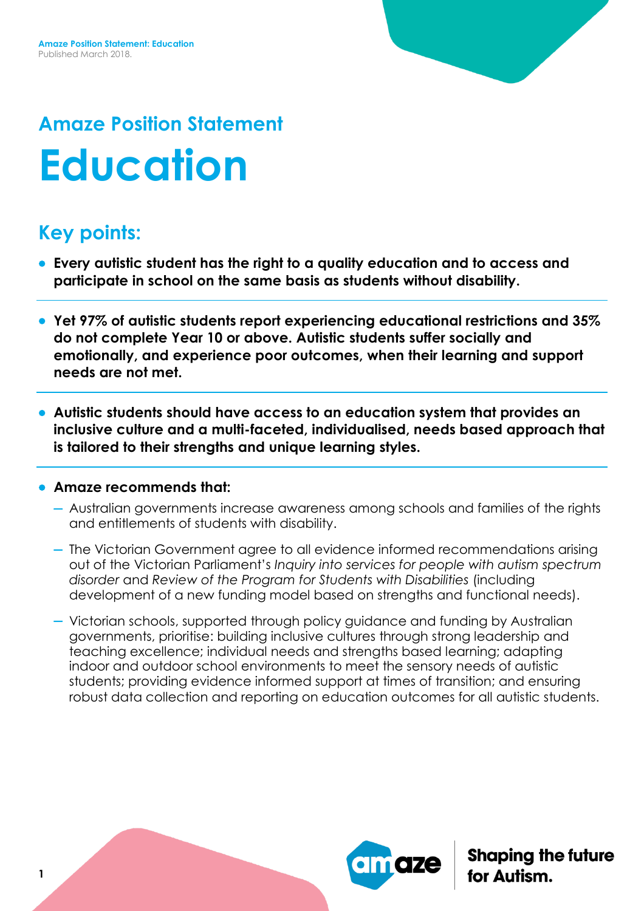## Amaze Position Statement

# Education

## Key points:

- **Every autistic student has the right to a quality education and to access and participate in school on the same basis as students without disability.**

- **Yet 97% of autistic students report experiencing educational restrictions and 35% do not complete Year 10 or above. Autistic students suffer socially and emotionally, and experience poor outcomes, when their learning and support needs are not met.**

- **Autistic students should have access to an education system that provides an inclusive culture and a multi-faceted, individualised, needs based approach that is tailored to their strengths and unique learning styles.**

- **Amaze recommends that:**
  - Australian governments increase awareness among schools and families of the rights and entitlements of students with disability.
  - The Victorian Government agree to all evidence informed recommendations arising out of the Victorian Parliament's *Inquiry into services for people with autism spectrum disorder* and *Review of the Program for Students with Disabilities* (including development of a new funding model based on strengths and functional needs).
  - Victorian schools, supported through policy guidance and funding by Australian governments, prioritise: building inclusive cultures through strong leadership and teaching excellence; individual needs and strengths based learning; adapting indoor and outdoor school environments to meet the sensory needs of autistic students; providing evidence informed support at times of transition; and ensuring robust data collection and reporting on education outcomes for all autistic students.

**Shaping the future for Autism.**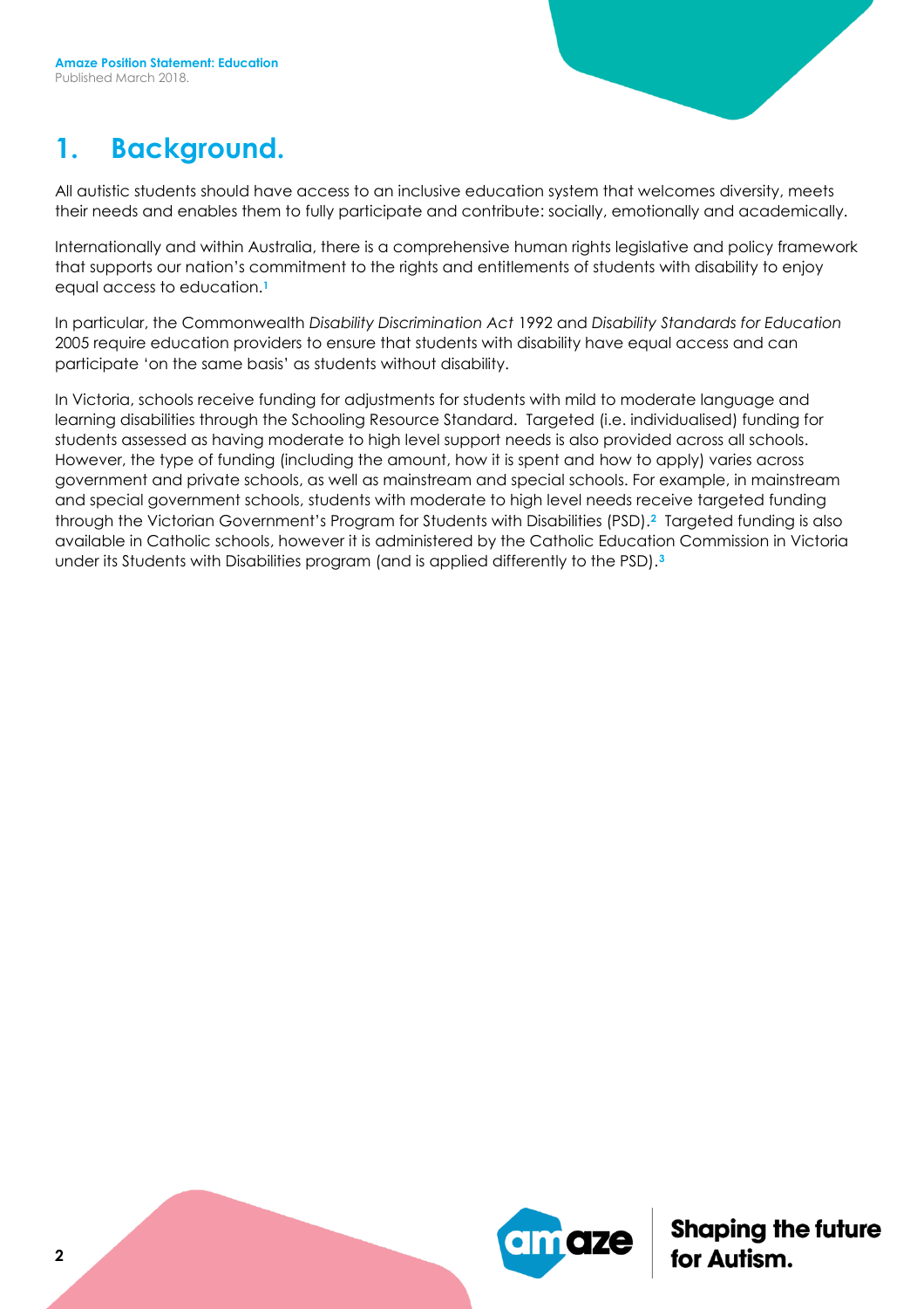# 1. Background.

All autistic students should have access to an inclusive education system that welcomes diversity, meets their needs and enables them to fully participate and contribute: socially, emotionally and academically.

Internationally and within Australia, there is a comprehensive human rights legislative and policy framework that supports our nation's commitment to the rights and entitlements of students with disability to enjoy equal access to education.[1]

In particular, the Commonwealth *Disability Discrimination Act* 1992 and *Disability Standards for Education* 2005 require education providers to ensure that students with disability have equal access and can participate 'on the same basis' as students without disability.

In Victoria, schools receive funding for adjustments for students with mild to moderate language and learning disabilities through the Schooling Resource Standard. Targeted (i.e. individualised) funding for students assessed as having moderate to high level support needs is also provided across all schools. However, the type of funding (including the amount, how it is spent and how to apply) varies across government and private schools, as well as mainstream and special schools. For example, in mainstream and special government schools, students with moderate to high level needs receive targeted funding through the Victorian Government's Program for Students with Disabilities (PSD).[2] Targeted funding is also available in Catholic schools, however it is administered by the Catholic Education Commission in Victoria under its Students with Disabilities program (and is applied differently to the PSD).[3]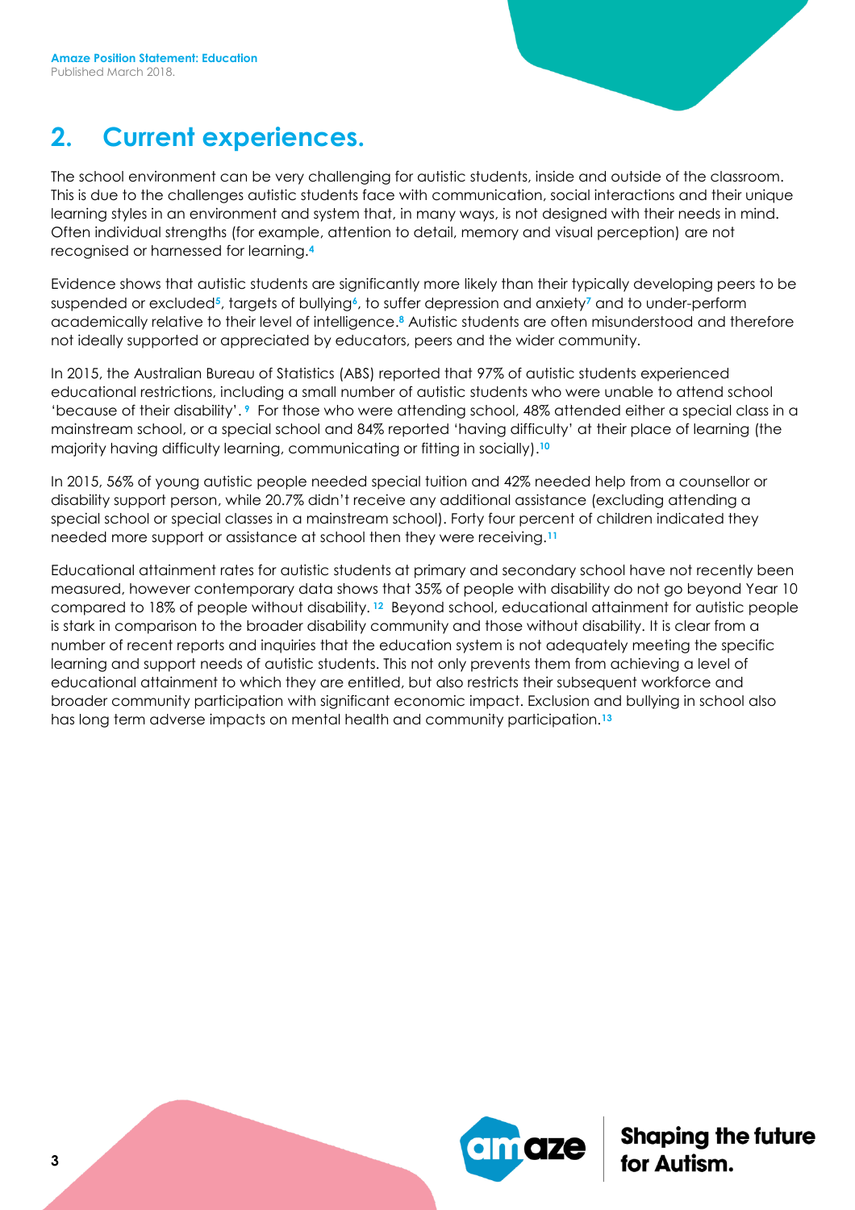## 2. Current experiences.

The school environment can be very challenging for autistic students, inside and outside of the classroom. This is due to the challenges autistic students face with communication, social interactions and their unique learning styles in an environment and system that, in many ways, is not designed with their needs in mind. Often individual strengths (for example, attention to detail, memory and visual perception) are not recognised or harnessed for learning.[4]

Evidence shows that autistic students are significantly more likely than their typically developing peers to be suspended or excluded[5], targets of bullying[6], to suffer depression and anxiety[7] and to under-perform academically relative to their level of intelligence.[8] Autistic students are often misunderstood and therefore not ideally supported or appreciated by educators, peers and the wider community.

In 2015, the Australian Bureau of Statistics (ABS) reported that 97% of autistic students experienced educational restrictions, including a small number of autistic students who were unable to attend school 'because of their disability'.[9] For those who were attending school, 48% attended either a special class in a mainstream school, or a special school and 84% reported 'having difficulty' at their place of learning (the majority having difficulty learning, communicating or fitting in socially).[10]

In 2015, 56% of young autistic people needed special tuition and 42% needed help from a counsellor or disability support person, while 20.7% didn't receive any additional assistance (excluding attending a special school or special classes in a mainstream school). Forty four percent of children indicated they needed more support or assistance at school then they were receiving.[11]

Educational attainment rates for autistic students at primary and secondary school have not recently been measured, however contemporary data shows that 35% of people with disability do not go beyond Year 10 compared to 18% of people without disability.[12] Beyond school, educational attainment for autistic people is stark in comparison to the broader disability community and those without disability. It is clear from a number of recent reports and inquiries that the education system is not adequately meeting the specific learning and support needs of autistic students. This not only prevents them from achieving a level of educational attainment to which they are entitled, but also restricts their subsequent workforce and broader community participation with significant economic impact. Exclusion and bullying in school also has long term adverse impacts on mental health and community participation.[13]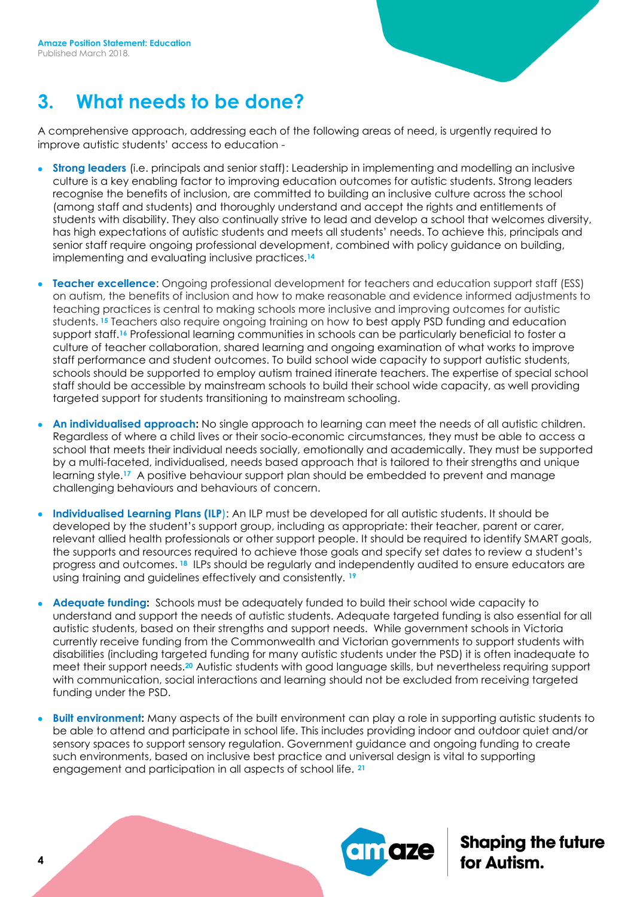## 3. What needs to be done?

A comprehensive approach, addressing each of the following areas of need, is urgently required to improve autistic students' access to education -

- **Strong leaders** (i.e. principals and senior staff): Leadership in implementing and modelling an inclusive culture is a key enabling factor to improving education outcomes for autistic students. Strong leaders recognise the benefits of inclusion, are committed to building an inclusive culture across the school (among staff and students) and thoroughly understand and accept the rights and entitlements of students with disability. They also continually strive to lead and develop a school that welcomes diversity, has high expectations of autistic students and meets all students' needs. To achieve this, principals and senior staff require ongoing professional development, combined with policy guidance on building, implementing and evaluating inclusive practices.[14]

- **Teacher excellence**: Ongoing professional development for teachers and education support staff (ESS) on autism, the benefits of inclusion and how to make reasonable and evidence informed adjustments to teaching practices is central to making schools more inclusive and improving outcomes for autistic students. [15] Teachers also require ongoing training on how to best apply PSD funding and education support staff.[16] Professional learning communities in schools can be particularly beneficial to foster a culture of teacher collaboration, shared learning and ongoing examination of what works to improve staff performance and student outcomes. To build school wide capacity to support autistic students, schools should be supported to employ autism trained itinerate teachers. The expertise of special school staff should be accessible by mainstream schools to build their school wide capacity, as well providing targeted support for students transitioning to mainstream schooling.

- **An individualised approach:** No single approach to learning can meet the needs of all autistic children. Regardless of where a child lives or their socio-economic circumstances, they must be able to access a school that meets their individual needs socially, emotionally and academically. They must be supported by a multi-faceted, individualised, needs based approach that is tailored to their strengths and unique learning style.[17] A positive behaviour support plan should be embedded to prevent and manage challenging behaviours and behaviours of concern.

- **Individualised Learning Plans (ILP)**: An ILP must be developed for all autistic students. It should be developed by the student's support group, including as appropriate: their teacher, parent or carer, relevant allied health professionals or other support people. It should be required to identify SMART goals, the supports and resources required to achieve those goals and specify set dates to review a student's progress and outcomes. [18] ILPs should be regularly and independently audited to ensure educators are using training and guidelines effectively and consistently. [19]

- **Adequate funding:** Schools must be adequately funded to build their school wide capacity to understand and support the needs of autistic students. Adequate targeted funding is also essential for all autistic students, based on their strengths and support needs. While government schools in Victoria currently receive funding from the Commonwealth and Victorian governments to support students with disabilities (including targeted funding for many autistic students under the PSD) it is often inadequate to meet their support needs.[20] Autistic students with good language skills, but nevertheless requiring support with communication, social interactions and learning should not be excluded from receiving targeted funding under the PSD.

- **Built environment:** Many aspects of the built environment can play a role in supporting autistic students to be able to attend and participate in school life. This includes providing indoor and outdoor quiet and/or sensory spaces to support sensory regulation. Government guidance and ongoing funding to create such environments, based on inclusive best practice and universal design is vital to supporting engagement and participation in all aspects of school life. [21]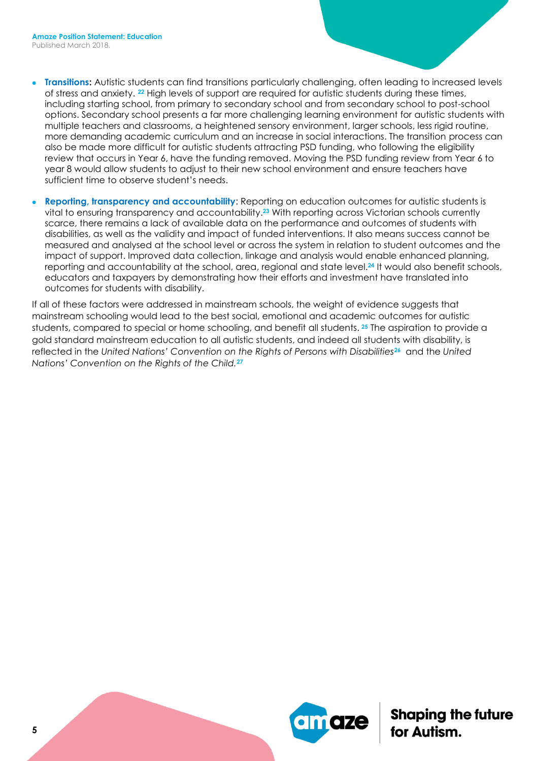- **Transitions:** Autistic students can find transitions particularly challenging, often leading to increased levels of stress and anxiety. [22] High levels of support are required for autistic students during these times, including starting school, from primary to secondary school and from secondary school to post-school options. Secondary school presents a far more challenging learning environment for autistic students with multiple teachers and classrooms, a heightened sensory environment, larger schools, less rigid routine, more demanding academic curriculum and an increase in social interactions. The transition process can also be made more difficult for autistic students attracting PSD funding, who following the eligibility review that occurs in Year 6, have the funding removed. Moving the PSD funding review from Year 6 to year 8 would allow students to adjust to their new school environment and ensure teachers have sufficient time to observe student's needs.

- **Reporting, transparency and accountability**: Reporting on education outcomes for autistic students is vital to ensuring transparency and accountability.[23] With reporting across Victorian schools currently scarce, there remains a lack of available data on the performance and outcomes of students with disabilities, as well as the validity and impact of funded interventions. It also means success cannot be measured and analysed at the school level or across the system in relation to student outcomes and the impact of support. Improved data collection, linkage and analysis would enable enhanced planning, reporting and accountability at the school, area, regional and state level.[24] It would also benefit schools, educators and taxpayers by demonstrating how their efforts and investment have translated into outcomes for students with disability.

If all of these factors were addressed in mainstream schools, the weight of evidence suggests that mainstream schooling would lead to the best social, emotional and academic outcomes for autistic students, compared to special or home schooling, and benefit all students. [25] The aspiration to provide a gold standard mainstream education to all autistic students, and indeed all students with disability, is reflected in the *United Nations' Convention on the Rights of Persons with Disabilities*[26] and the *United Nations' Convention on the Rights of the Child.*[27]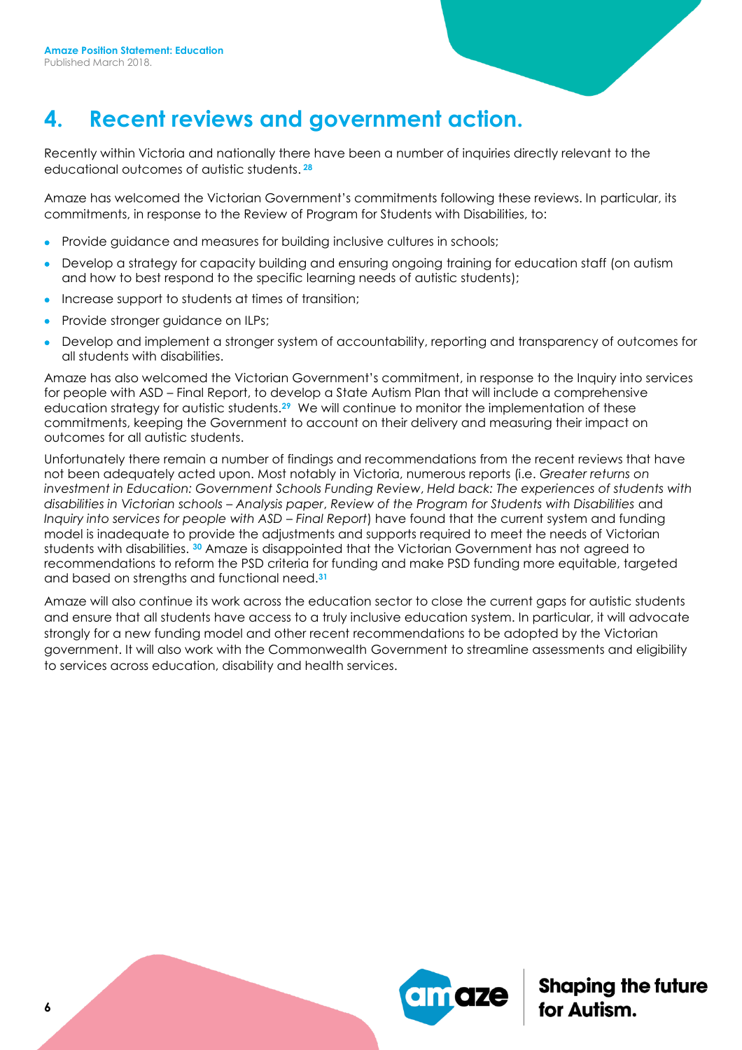## 4. Recent reviews and government action.

Recently within Victoria and nationally there have been a number of inquiries directly relevant to the educational outcomes of autistic students.[28]

Amaze has welcomed the Victorian Government's commitments following these reviews. In particular, its commitments, in response to the Review of Program for Students with Disabilities, to:

- Provide guidance and measures for building inclusive cultures in schools;
- Develop a strategy for capacity building and ensuring ongoing training for education staff (on autism and how to best respond to the specific learning needs of autistic students);
- Increase support to students at times of transition;
- Provide stronger guidance on ILPs;
- Develop and implement a stronger system of accountability, reporting and transparency of outcomes for all students with disabilities.

Amaze has also welcomed the Victorian Government's commitment, in response to the Inquiry into services for people with ASD – Final Report, to develop a State Autism Plan that will include a comprehensive education strategy for autistic students.[29] We will continue to monitor the implementation of these commitments, keeping the Government to account on their delivery and measuring their impact on outcomes for all autistic students.

Unfortunately there remain a number of findings and recommendations from the recent reviews that have not been adequately acted upon. Most notably in Victoria, numerous reports (i.e. *Greater returns on investment in Education: Government Schools Funding Review*, *Held back: The experiences of students with disabilities in Victorian schools – Analysis paper*, *Review of the Program for Students with Disabilities* and *Inquiry into services for people with ASD – Final Report*) have found that the current system and funding model is inadequate to provide the adjustments and supports required to meet the needs of Victorian students with disabilities.[30] Amaze is disappointed that the Victorian Government has not agreed to recommendations to reform the PSD criteria for funding and make PSD funding more equitable, targeted and based on strengths and functional need.[31]

Amaze will also continue its work across the education sector to close the current gaps for autistic students and ensure that all students have access to a truly inclusive education system. In particular, it will advocate strongly for a new funding model and other recent recommendations to be adopted by the Victorian government. It will also work with the Commonwealth Government to streamline assessments and eligibility to services across education, disability and health services.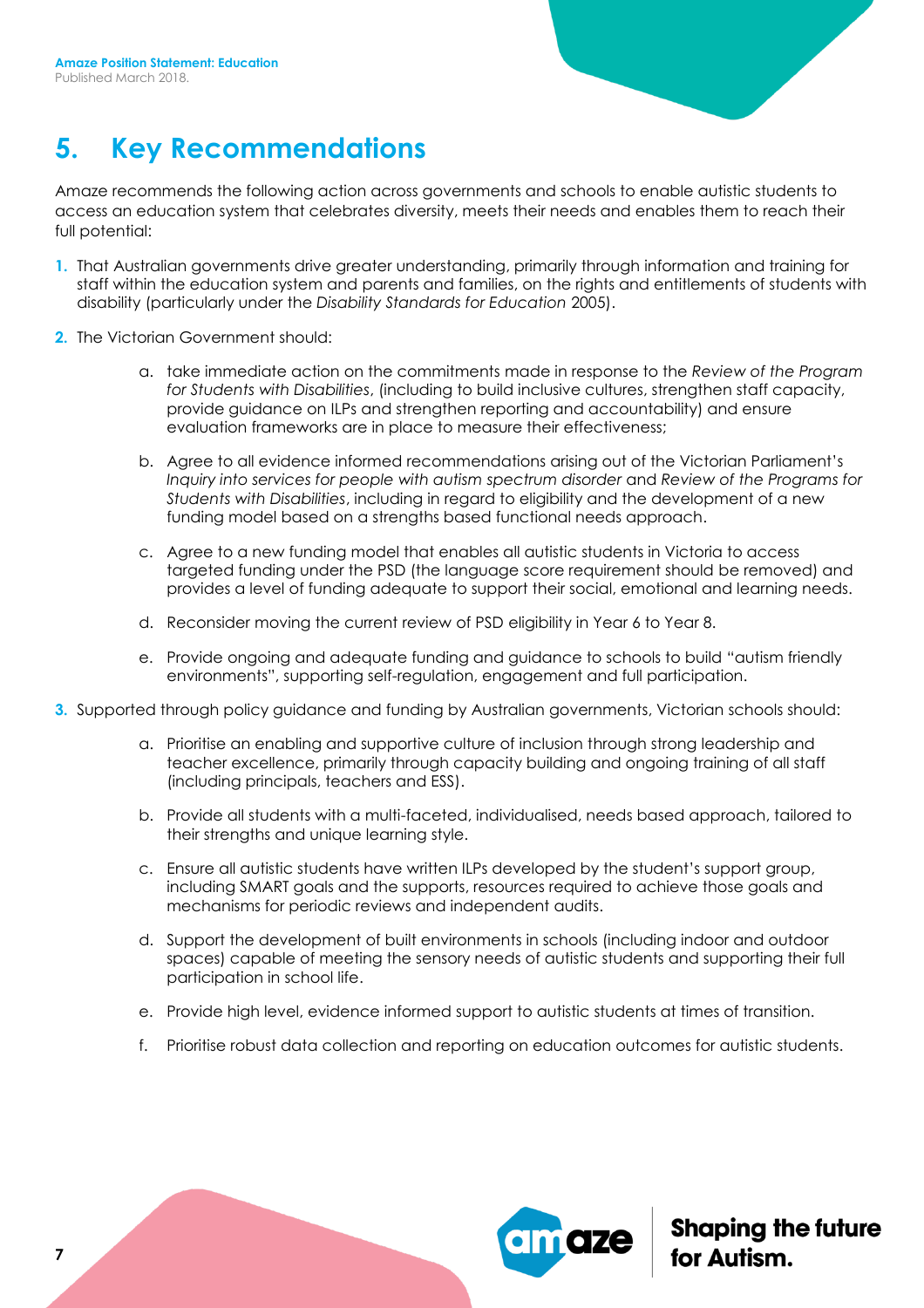## 5. Key Recommendations

Amaze recommends the following action across governments and schools to enable autistic students to access an education system that celebrates diversity, meets their needs and enables them to reach their full potential:

1. That Australian governments drive greater understanding, primarily through information and training for staff within the education system and parents and families, on the rights and entitlements of students with disability (particularly under the *Disability Standards for Education* 2005).

2. The Victorian Government should:

    a. take immediate action on the commitments made in response to the *Review of the Program for Students with Disabilities*, (including to build inclusive cultures, strengthen staff capacity, provide guidance on ILPs and strengthen reporting and accountability) and ensure evaluation frameworks are in place to measure their effectiveness;

    b. Agree to all evidence informed recommendations arising out of the Victorian Parliament's *Inquiry into services for people with autism spectrum disorder* and *Review of the Programs for Students with Disabilities*, including in regard to eligibility and the development of a new funding model based on a strengths based functional needs approach.

    c. Agree to a new funding model that enables all autistic students in Victoria to access targeted funding under the PSD (the language score requirement should be removed) and provides a level of funding adequate to support their social, emotional and learning needs.

    d. Reconsider moving the current review of PSD eligibility in Year 6 to Year 8.

    e. Provide ongoing and adequate funding and guidance to schools to build "autism friendly environments", supporting self-regulation, engagement and full participation.

3. Supported through policy guidance and funding by Australian governments, Victorian schools should:

    a. Prioritise an enabling and supportive culture of inclusion through strong leadership and teacher excellence, primarily through capacity building and ongoing training of all staff (including principals, teachers and ESS).

    b. Provide all students with a multi-faceted, individualised, needs based approach, tailored to their strengths and unique learning style.

    c. Ensure all autistic students have written ILPs developed by the student's support group, including SMART goals and the supports, resources required to achieve those goals and mechanisms for periodic reviews and independent audits.

    d. Support the development of built environments in schools (including indoor and outdoor spaces) capable of meeting the sensory needs of autistic students and supporting their full participation in school life.

    e. Provide high level, evidence informed support to autistic students at times of transition.

    f. Prioritise robust data collection and reporting on education outcomes for autistic students.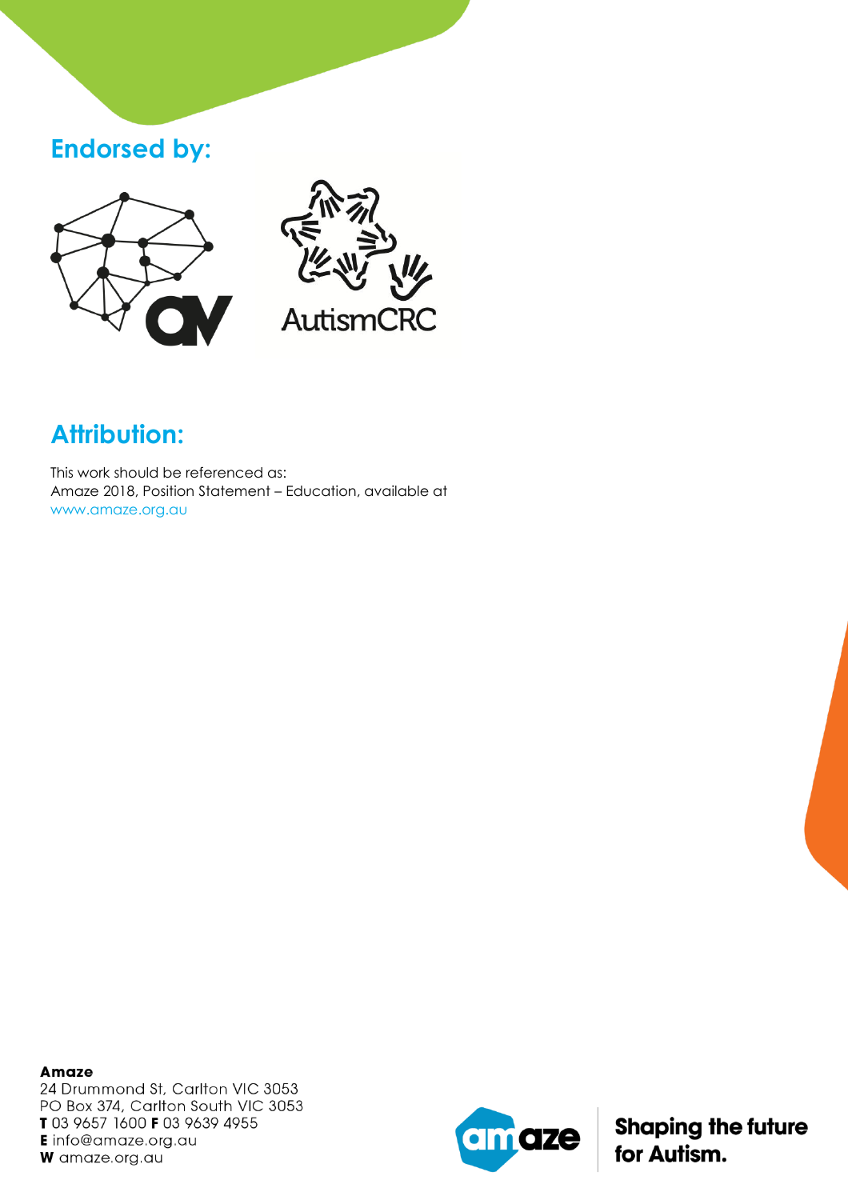## Endorsed by:

AutismCRC

## Attribution:

This work should be referenced as:
Amaze 2018, Position Statement – Education, available at
www.amaze.org.au

**Amaze**
24 Drummond St, Carlton VIC 3053
PO Box 374, Carlton South VIC 3053
**T** 03 9657 1600 **F** 03 9639 4955
**E** info@amaze.org.au
**W** amaze.org.au

**Shaping the future for Autism.**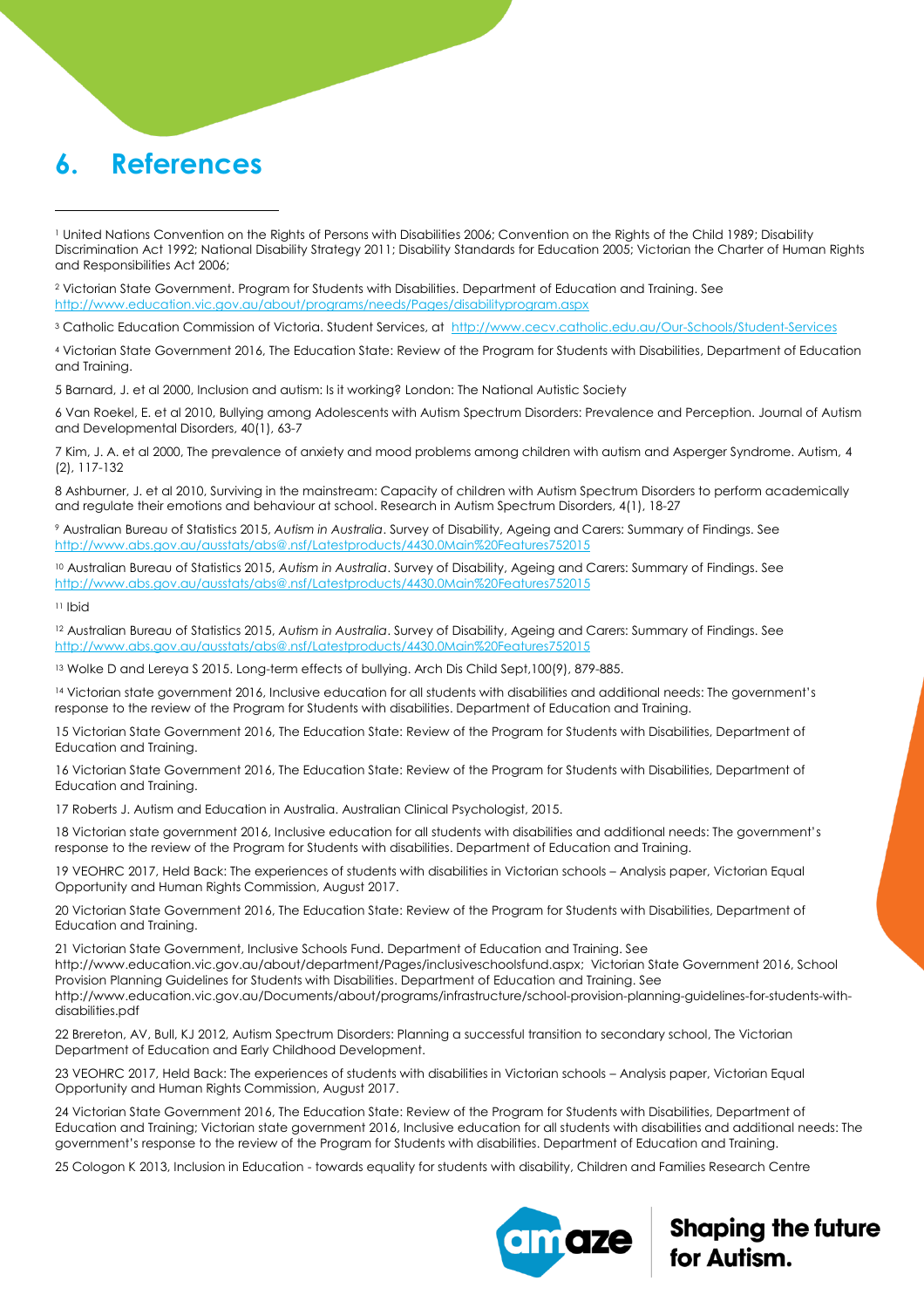# 6. References

[1] United Nations Convention on the Rights of Persons with Disabilities 2006; Convention on the Rights of the Child 1989; Disability Discrimination Act 1992; National Disability Strategy 2011; Disability Standards for Education 2005; Victorian the Charter of Human Rights and Responsibilities Act 2006;

[2] Victorian State Government. Program for Students with Disabilities. Department of Education and Training. See http://www.education.vic.gov.au/about/programs/needs/Pages/disabilityprogram.aspx

[3] Catholic Education Commission of Victoria. Student Services, at http://www.cecv.catholic.edu.au/Our-Schools/Student-Services

[4] Victorian State Government 2016, The Education State: Review of the Program for Students with Disabilities, Department of Education and Training.

5 Barnard, J. et al 2000, Inclusion and autism: Is it working? London: The National Autistic Society

6 Van Roekel, E. et al 2010, Bullying among Adolescents with Autism Spectrum Disorders: Prevalence and Perception. Journal of Autism and Developmental Disorders, 40(1), 63-7

7 Kim, J. A. et al 2000, The prevalence of anxiety and mood problems among children with autism and Asperger Syndrome. Autism, 4 (2), 117-132

8 Ashburner, J. et al 2010, Surviving in the mainstream: Capacity of children with Autism Spectrum Disorders to perform academically and regulate their emotions and behaviour at school. Research in Autism Spectrum Disorders, 4(1), 18-27

[9] Australian Bureau of Statistics 2015, *Autism in Australia*. Survey of Disability, Ageing and Carers: Summary of Findings. See http://www.abs.gov.au/ausstats/abs@.nsf/Latestproducts/4430.0Main%20Features752015

[10] Australian Bureau of Statistics 2015, *Autism in Australia*. Survey of Disability, Ageing and Carers: Summary of Findings. See http://www.abs.gov.au/ausstats/abs@.nsf/Latestproducts/4430.0Main%20Features752015

[11] Ibid

[12] Australian Bureau of Statistics 2015, *Autism in Australia*. Survey of Disability, Ageing and Carers: Summary of Findings. See http://www.abs.gov.au/ausstats/abs@.nsf/Latestproducts/4430.0Main%20Features752015

[13] Wolke D and Lereya S 2015. Long-term effects of bullying. Arch Dis Child Sept,100(9), 879-885.

[14] Victorian state government 2016, Inclusive education for all students with disabilities and additional needs: The government's response to the review of the Program for Students with disabilities. Department of Education and Training.

15 Victorian State Government 2016, The Education State: Review of the Program for Students with Disabilities, Department of Education and Training.

16 Victorian State Government 2016, The Education State: Review of the Program for Students with Disabilities, Department of Education and Training.

17 Roberts J. Autism and Education in Australia. Australian Clinical Psychologist, 2015.

18 Victorian state government 2016, Inclusive education for all students with disabilities and additional needs: The government's response to the review of the Program for Students with disabilities. Department of Education and Training.

19 VEOHRC 2017, Held Back: The experiences of students with disabilities in Victorian schools – Analysis paper, Victorian Equal Opportunity and Human Rights Commission, August 2017.

20 Victorian State Government 2016, The Education State: Review of the Program for Students with Disabilities, Department of Education and Training.

21 Victorian State Government, Inclusive Schools Fund. Department of Education and Training. See http://www.education.vic.gov.au/about/department/Pages/inclusiveschoolsfund.aspx; Victorian State Government 2016, School Provision Planning Guidelines for Students with Disabilities. Department of Education and Training. See http://www.education.vic.gov.au/Documents/about/programs/infrastructure/school-provision-planning-guidelines-for-students-with-disabilities.pdf

22 Brereton, AV, Bull, KJ 2012, Autism Spectrum Disorders: Planning a successful transition to secondary school, The Victorian Department of Education and Early Childhood Development.

23 VEOHRC 2017, Held Back: The experiences of students with disabilities in Victorian schools – Analysis paper, Victorian Equal Opportunity and Human Rights Commission, August 2017.

24 Victorian State Government 2016, The Education State: Review of the Program for Students with Disabilities, Department of Education and Training; Victorian state government 2016, Inclusive education for all students with disabilities and additional needs: The government's response to the review of the Program for Students with disabilities. Department of Education and Training.

25 Cologon K 2013, Inclusion in Education - towards equality for students with disability, Children and Families Research Centre

amaze Shaping the future for Autism.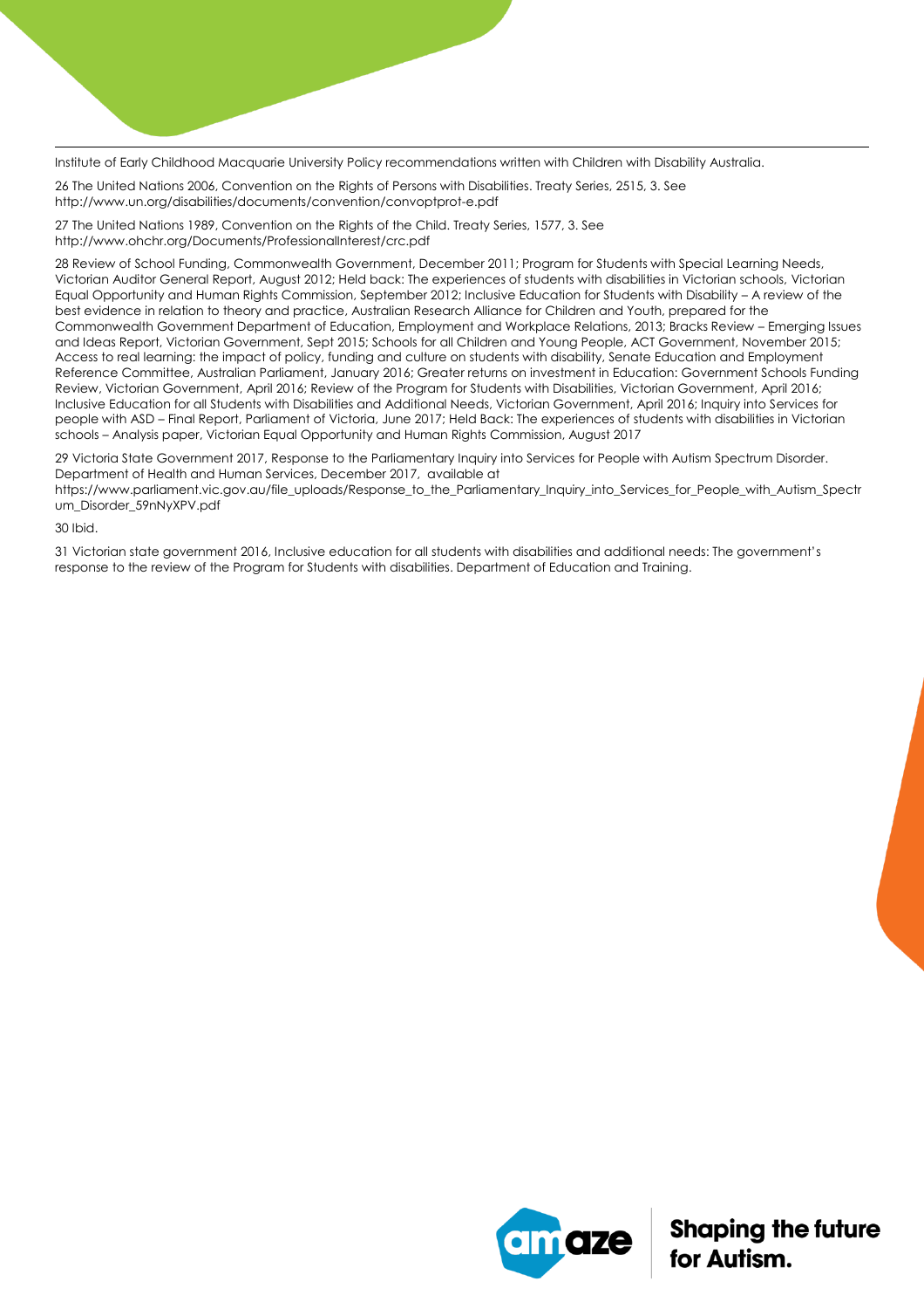Institute of Early Childhood Macquarie University Policy recommendations written with Children with Disability Australia.

26 The United Nations 2006, Convention on the Rights of Persons with Disabilities. Treaty Series, 2515, 3. See http://www.un.org/disabilities/documents/convention/convoptprot-e.pdf

27 The United Nations 1989, Convention on the Rights of the Child. Treaty Series, 1577, 3. See http://www.ohchr.org/Documents/ProfessionalInterest/crc.pdf

28 Review of School Funding, Commonwealth Government, December 2011; Program for Students with Special Learning Needs, Victorian Auditor General Report, August 2012; Held back: The experiences of students with disabilities in Victorian schools, Victorian Equal Opportunity and Human Rights Commission, September 2012; Inclusive Education for Students with Disability – A review of the best evidence in relation to theory and practice, Australian Research Alliance for Children and Youth, prepared for the Commonwealth Government Department of Education, Employment and Workplace Relations, 2013; Bracks Review – Emerging Issues and Ideas Report, Victorian Government, Sept 2015; Schools for all Children and Young People, ACT Government, November 2015; Access to real learning: the impact of policy, funding and culture on students with disability, Senate Education and Employment Reference Committee, Australian Parliament, January 2016; Greater returns on investment in Education: Government Schools Funding Review, Victorian Government, April 2016; Review of the Program for Students with Disabilities, Victorian Government, April 2016; Inclusive Education for all Students with Disabilities and Additional Needs, Victorian Government, April 2016; Inquiry into Services for people with ASD – Final Report, Parliament of Victoria, June 2017; Held Back: The experiences of students with disabilities in Victorian schools – Analysis paper, Victorian Equal Opportunity and Human Rights Commission, August 2017

29 Victoria State Government 2017, Response to the Parliamentary Inquiry into Services for People with Autism Spectrum Disorder. Department of Health and Human Services, December 2017, available at https://www.parliament.vic.gov.au/file_uploads/Response_to_the_Parliamentary_Inquiry_into_Services_for_People_with_Autism_Spectrum_Disorder_59nNyXPV.pdf

30 Ibid.

31 Victorian state government 2016, Inclusive education for all students with disabilities and additional needs: The government's response to the review of the Program for Students with disabilities. Department of Education and Training.

**Shaping the future for Autism.**